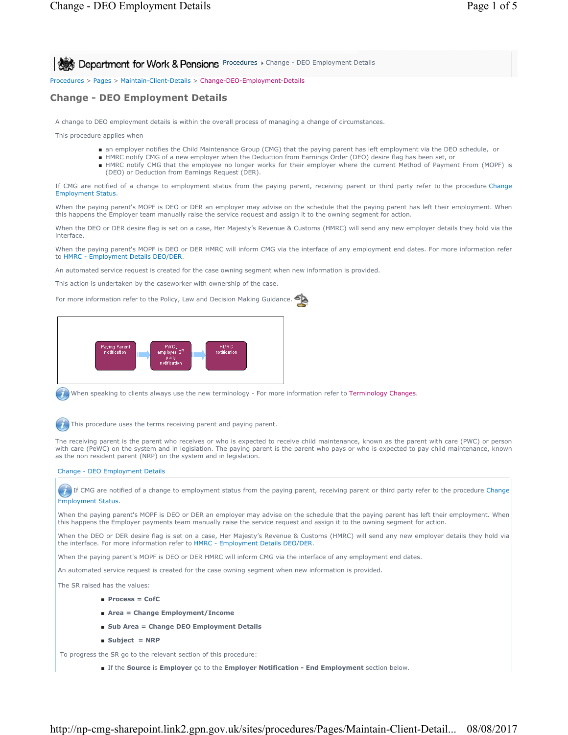Procedures > Pages > Maintain-Client-Details > Change-DEO-Employment-Details

# Change - DEO Employment Details

A change to DEO employment details is within the overall process of managing a change of circumstances.

This procedure applies when

- an employer notifies the Child Maintenance Group (CMG) that the paying parent has left employment via the DEO schedule, or
- HMRC notify CMG of a new employer when the Deduction from Earnings Order (DEO) desire flag has been set, or
- HMRC notify CMG that the employee no longer works for their employer where the current Method of Payment From (MOPF) is (DEO) or Deduction from Earnings Request (DER).

If CMG are notified of a change to employment status from the paying parent, receiving parent or third party refer to the procedure Change Employment Status.

When the paying parent's MOPF is DEO or DER an employer may advise on the schedule that the paying parent has left their employment. When this happens the Employer team manually raise the service request and assign it to the owning segment for action.

When the DEO or DER desire flag is set on a case, Her Majesty's Revenue & Customs (HMRC) will send any new employer details they hold via the interface.

When the paying parent's MOPF is DEO or DER HMRC will inform CMG via the interface of any employment end dates. For more information refer to HMRC - Employment Details DEO/DER.

An automated service request is created for the case owning segment when new information is provided.

This action is undertaken by the caseworker with ownership of the case.

For more information refer to the Policy, Law and Decision Making Guidance.

Paying Parent notification → PWC, employer, 3rd party notification → HMRC notification

When speaking to clients always use the new terminology - For more information refer to Terminology Changes.

This procedure uses the terms receiving parent and paying parent.

The receiving parent is the parent who receives or who is expected to receive child maintenance, known as the parent with care (PWC) or person with care (PeWC) on the system and in legislation. The paying parent is the parent who pays or who is expected to pay child maintenance, known as the non resident parent (NRP) on the system and in legislation.

## Change - DEO Employment Details

If CMG are notified of a change to employment status from the paying parent, receiving parent or third party refer to the procedure Change Employment Status.

When the paying parent's MOPF is DEO or DER an employer may advise on the schedule that the paying parent has left their employment. When this happens the Employer payments team manually raise the service request and assign it to the owning segment for action.

When the DEO or DER desire flag is set on a case, Her Majesty's Revenue & Customs (HMRC) will send any new employer details they hold via the interface. For more information refer to HMRC - Employment Details DEO/DER.

When the paying parent's MOPF is DEO or DER HMRC will inform CMG via the interface of any employment end dates.

An automated service request is created for the case owning segment when new information is provided.

The SR raised has the values:

- **Process = CofC**
- **Area = Change Employment/Income**
- **Sub Area = Change DEO Employment Details**
- **Subject = NRP**

To progress the SR go to the relevant section of this procedure:

- If the **Source** is **Employer** go to the **Employer Notification - End Employment** section below.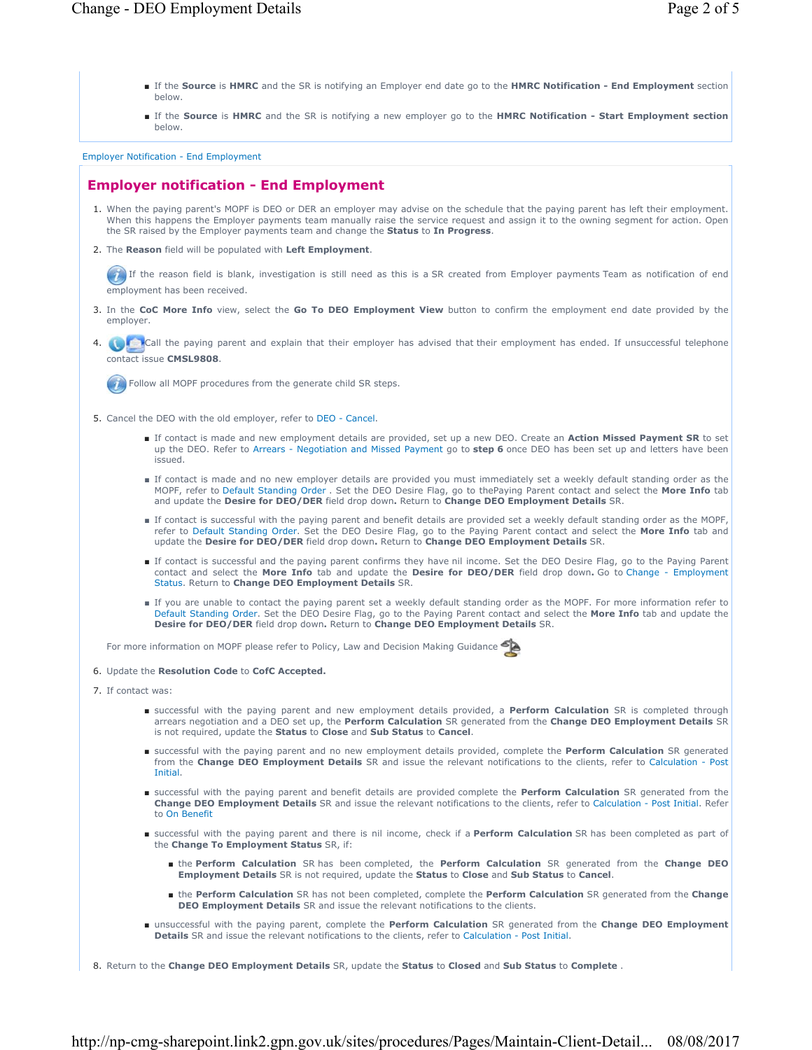- If the **Source** is **HMRC** and the SR is notifying an Employer end date go to the **HMRC Notification - End Employment** section below.
- If the **Source** is **HMRC** and the SR is notifying a new employer go to the **HMRC Notification - Start Employment section** below.

Employer Notification - End Employment

## Employer notification - End Employment

1. When the paying parent's MOPF is DEO or DER an employer may advise on the schedule that the paying parent has left their employment. When this happens the Employer payments team manually raise the service request and assign it to the owning segment for action. Open the SR raised by the Employer payments team and change the **Status** to **In Progress**.
2. The **Reason** field will be populated with **Left Employment**.

   If the reason field is blank, investigation is still need as this is a SR created from Employer payments Team as notification of end employment has been received.

3. In the **CoC More Info** view, select the **Go To DEO Employment View** button to confirm the employment end date provided by the employer.
4. Call the paying parent and explain that their employer has advised that their employment has ended. If unsuccessful telephone contact issue **CMSL9808**.

   Follow all MOPF procedures from the generate child SR steps.

5. Cancel the DEO with the old employer, refer to DEO - Cancel.
   - If contact is made and new employment details are provided, set up a new DEO. Create an **Action Missed Payment SR** to set up the DEO. Refer to Arrears - Negotiation and Missed Payment go to **step 6** once DEO has been set up and letters have been issued.
   - If contact is made and no new employer details are provided you must immediately set a weekly default standing order as the MOPF, refer to Default Standing Order . Set the DEO Desire Flag, go to thePaying Parent contact and select the **More Info** tab and update the **Desire for DEO/DER** field drop down**.** Return to **Change DEO Employment Details** SR.
   - If contact is successful with the paying parent and benefit details are provided set a weekly default standing order as the MOPF, refer to Default Standing Order. Set the DEO Desire Flag, go to the Paying Parent contact and select the **More Info** tab and update the **Desire for DEO/DER** field drop down**.** Return to **Change DEO Employment Details** SR.
   - If contact is successful and the paying parent confirms they have nil income. Set the DEO Desire Flag, go to the Paying Parent contact and select the **More Info** tab and update the **Desire for DEO/DER** field drop down**.** Go to Change - Employment Status. Return to **Change DEO Employment Details** SR.
   - If you are unable to contact the paying parent set a weekly default standing order as the MOPF. For more information refer to Default Standing Order. Set the DEO Desire Flag, go to the Paying Parent contact and select the **More Info** tab and update the **Desire for DEO/DER** field drop down**.** Return to **Change DEO Employment Details** SR.

   For more information on MOPF please refer to Policy, Law and Decision Making Guidance

6. Update the **Resolution Code** to **CofC Accepted.**
7. If contact was:
   - successful with the paying parent and new employment details provided, a **Perform Calculation** SR is completed through arrears negotiation and a DEO set up, the **Perform Calculation** SR generated from the **Change DEO Employment Details** SR is not required, update the **Status** to **Close** and **Sub Status** to **Cancel**.
   - successful with the paying parent and no new employment details provided, complete the **Perform Calculation** SR generated from the **Change DEO Employment Details** SR and issue the relevant notifications to the clients, refer to Calculation - Post Initial.
   - successful with the paying parent and benefit details are provided complete the **Perform Calculation** SR generated from the **Change DEO Employment Details** SR and issue the relevant notifications to the clients, refer to Calculation - Post Initial. Refer to On Benefit
   - successful with the paying parent and there is nil income, check if a **Perform Calculation** SR has been completed as part of the **Change To Employment Status** SR, if:
     - the **Perform Calculation** SR has been completed, the **Perform Calculation** SR generated from the **Change DEO Employment Details** SR is not required, update the **Status** to **Close** and **Sub Status** to **Cancel**.
     - the **Perform Calculation** SR has not been completed, complete the **Perform Calculation** SR generated from the **Change DEO Employment Details** SR and issue the relevant notifications to the clients.
   - unsuccessful with the paying parent, complete the **Perform Calculation** SR generated from the **Change DEO Employment Details** SR and issue the relevant notifications to the clients, refer to Calculation - Post Initial.
8. Return to the **Change DEO Employment Details** SR, update the **Status** to **Closed** and **Sub Status** to **Complete** .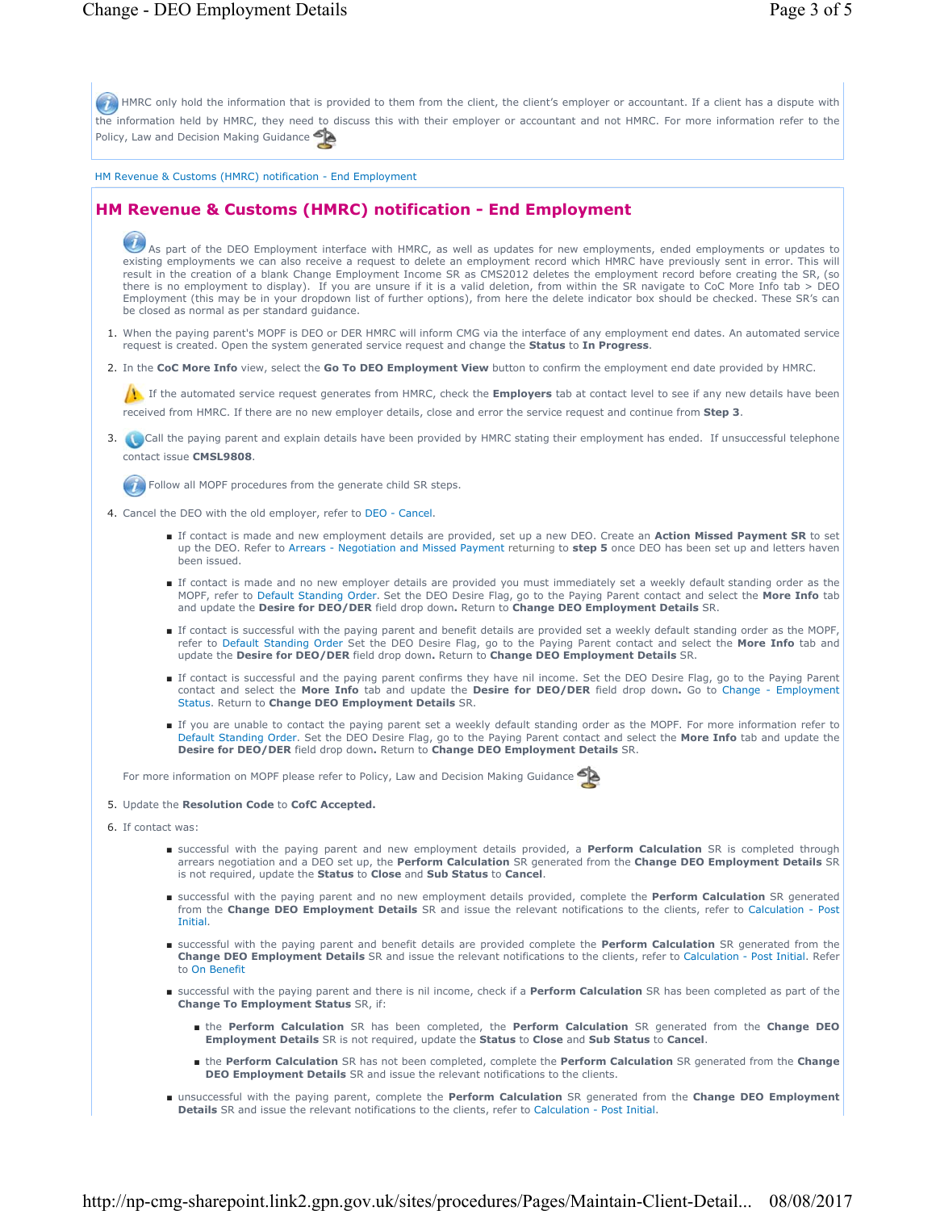HMRC only hold the information that is provided to them from the client, the client's employer or accountant. If a client has a dispute with the information held by HMRC, they need to discuss this with their employer or accountant and not HMRC. For more information refer to the Policy, Law and Decision Making Guidance

HM Revenue & Customs (HMRC) notification - End Employment

## HM Revenue & Customs (HMRC) notification - End Employment

As part of the DEO Employment interface with HMRC, as well as updates for new employments, ended employments or updates to existing employments we can also receive a request to delete an employment record which HMRC have previously sent in error. This will result in the creation of a blank Change Employment Income SR as CMS2012 deletes the employment record before creating the SR, (so there is no employment to display). If you are unsure if it is a valid deletion, from within the SR navigate to CoC More Info tab > DEO Employment (this may be in your dropdown list of further options), from here the delete indicator box should be checked. These SR's can be closed as normal as per standard guidance.

1. When the paying parent's MOPF is DEO or DER HMRC will inform CMG via the interface of any employment end dates. An automated service request is created. Open the system generated service request and change the **Status** to **In Progress**.
2. In the **CoC More Info** view, select the **Go To DEO Employment View** button to confirm the employment end date provided by HMRC.

   If the automated service request generates from HMRC, check the **Employers** tab at contact level to see if any new details have been received from HMRC. If there are no new employer details, close and error the service request and continue from **Step 3**.
3. Call the paying parent and explain details have been provided by HMRC stating their employment has ended. If unsuccessful telephone contact issue **CMSL9808**.

   Follow all MOPF procedures from the generate child SR steps.
4. Cancel the DEO with the old employer, refer to DEO - Cancel.
   - If contact is made and new employment details are provided, set up a new DEO. Create an **Action Missed Payment SR** to set up the DEO. Refer to Arrears - Negotiation and Missed Payment returning to **step 5** once DEO has been set up and letters haven been issued.
   - If contact is made and no new employer details are provided you must immediately set a weekly default standing order as the MOPF, refer to Default Standing Order. Set the DEO Desire Flag, go to the Paying Parent contact and select the **More Info** tab and update the **Desire for DEO/DER** field drop down**.** Return to **Change DEO Employment Details** SR.
   - If contact is successful with the paying parent and benefit details are provided set a weekly default standing order as the MOPF, refer to Default Standing Order Set the DEO Desire Flag, go to the Paying Parent contact and select the **More Info** tab and update the **Desire for DEO/DER** field drop down**.** Return to **Change DEO Employment Details** SR.
   - If contact is successful and the paying parent confirms they have nil income. Set the DEO Desire Flag, go to the Paying Parent contact and select the **More Info** tab and update the **Desire for DEO/DER** field drop down**.** Go to Change - Employment Status. Return to **Change DEO Employment Details** SR.
   - If you are unable to contact the paying parent set a weekly default standing order as the MOPF. For more information refer to Default Standing Order. Set the DEO Desire Flag, go to the Paying Parent contact and select the **More Info** tab and update the **Desire for DEO/DER** field drop down**.** Return to **Change DEO Employment Details** SR.

   For more information on MOPF please refer to Policy, Law and Decision Making Guidance
5. Update the **Resolution Code** to **CofC Accepted.**
6. If contact was:
   - successful with the paying parent and new employment details provided, a **Perform Calculation** SR is completed through arrears negotiation and a DEO set up, the **Perform Calculation** SR generated from the **Change DEO Employment Details** SR is not required, update the **Status** to **Close** and **Sub Status** to **Cancel**.
   - successful with the paying parent and no new employment details provided, complete the **Perform Calculation** SR generated from the **Change DEO Employment Details** SR and issue the relevant notifications to the clients, refer to Calculation - Post Initial.
   - successful with the paying parent and benefit details are provided complete the **Perform Calculation** SR generated from the **Change DEO Employment Details** SR and issue the relevant notifications to the clients, refer to Calculation - Post Initial. Refer to On Benefit
   - successful with the paying parent and there is nil income, check if a **Perform Calculation** SR has been completed as part of the **Change To Employment Status** SR, if:
     - the **Perform Calculation** SR has been completed, the **Perform Calculation** SR generated from the **Change DEO Employment Details** SR is not required, update the **Status** to **Close** and **Sub Status** to **Cancel**.
     - the **Perform Calculation** SR has not been completed, complete the **Perform Calculation** SR generated from the **Change DEO Employment Details** SR and issue the relevant notifications to the clients.
   - unsuccessful with the paying parent, complete the **Perform Calculation** SR generated from the **Change DEO Employment Details** SR and issue the relevant notifications to the clients, refer to Calculation - Post Initial.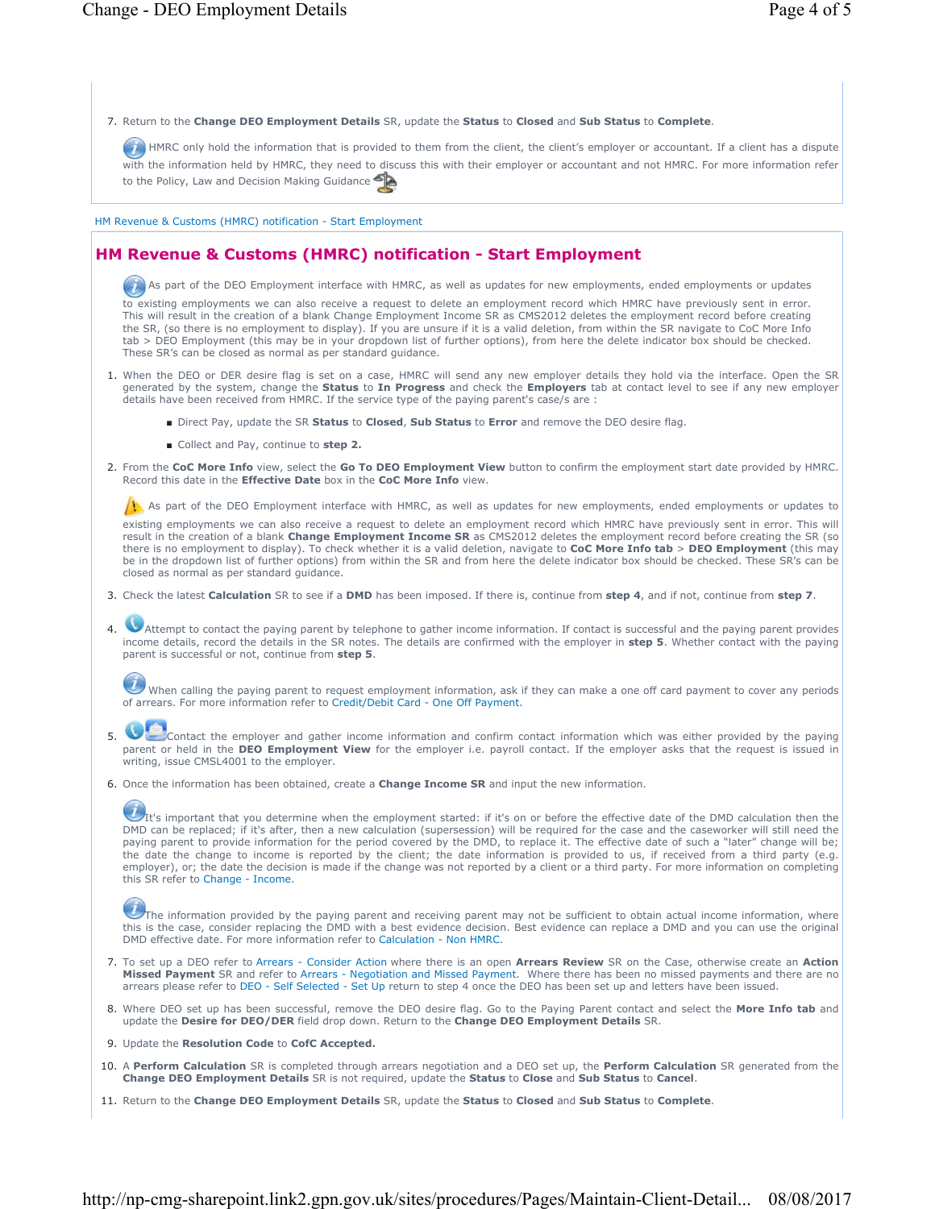7. Return to the **Change DEO Employment Details** SR, update the **Status** to **Closed** and **Sub Status** to **Complete**.

   HMRC only hold the information that is provided to them from the client, the client's employer or accountant. If a client has a dispute with the information held by HMRC, they need to discuss this with their employer or accountant and not HMRC. For more information refer to the Policy, Law and Decision Making Guidance

HM Revenue & Customs (HMRC) notification - Start Employment

## HM Revenue & Customs (HMRC) notification - Start Employment

As part of the DEO Employment interface with HMRC, as well as updates for new employments, ended employments or updates to existing employments we can also receive a request to delete an employment record which HMRC have previously sent in error. This will result in the creation of a blank Change Employment Income SR as CMS2012 deletes the employment record before creating the SR, (so there is no employment to display). If you are unsure if it is a valid deletion, from within the SR navigate to CoC More Info tab > DEO Employment (this may be in your dropdown list of further options), from here the delete indicator box should be checked. These SR's can be closed as normal as per standard guidance.

1. When the DEO or DER desire flag is set on a case, HMRC will send any new employer details they hold via the interface. Open the SR generated by the system, change the **Status** to **In Progress** and check the **Employers** tab at contact level to see if any new employer details have been received from HMRC. If the service type of the paying parent's case/s are :
   - Direct Pay, update the SR **Status** to **Closed**, **Sub Status** to **Error** and remove the DEO desire flag.
   - Collect and Pay, continue to **step 2.**
2. From the **CoC More Info** view, select the **Go To DEO Employment View** button to confirm the employment start date provided by HMRC. Record this date in the **Effective Date** box in the **CoC More Info** view.

   As part of the DEO Employment interface with HMRC, as well as updates for new employments, ended employments or updates to existing employments we can also receive a request to delete an employment record which HMRC have previously sent in error. This will result in the creation of a blank **Change Employment Income SR** as CMS2012 deletes the employment record before creating the SR (so there is no employment to display). To check whether it is a valid deletion, navigate to **CoC More Info tab** > **DEO Employment** (this may be in the dropdown list of further options) from within the SR and from here the delete indicator box should be checked. These SR's can be closed as normal as per standard guidance.
3. Check the latest **Calculation** SR to see if a **DMD** has been imposed. If there is, continue from **step 4**, and if not, continue from **step 7**.
4. Attempt to contact the paying parent by telephone to gather income information. If contact is successful and the paying parent provides income details, record the details in the SR notes. The details are confirmed with the employer in **step 5**. Whether contact with the paying parent is successful or not, continue from **step 5**.

   When calling the paying parent to request employment information, ask if they can make a one off card payment to cover any periods of arrears. For more information refer to Credit/Debit Card - One Off Payment.
5. Contact the employer and gather income information and confirm contact information which was either provided by the paying parent or held in the **DEO Employment View** for the employer i.e. payroll contact. If the employer asks that the request is issued in writing, issue CMSL4001 to the employer.
6. Once the information has been obtained, create a **Change Income SR** and input the new information.

   It's important that you determine when the employment started: if it's on or before the effective date of the DMD calculation then the DMD can be replaced; if it's after, then a new calculation (supersession) will be required for the case and the caseworker will still need the paying parent to provide information for the period covered by the DMD, to replace it. The effective date of such a "later" change will be; the date the change to income is reported by the client; the date information is provided to us, if received from a third party (e.g. employer), or; the date the decision is made if the change was not reported by a client or a third party. For more information on completing this SR refer to Change - Income.

   The information provided by the paying parent and receiving parent may not be sufficient to obtain actual income information, where this is the case, consider replacing the DMD with a best evidence decision. Best evidence can replace a DMD and you can use the original DMD effective date. For more information refer to Calculation - Non HMRC.
7. To set up a DEO refer to Arrears - Consider Action where there is an open **Arrears Review** SR on the Case, otherwise create an **Action Missed Payment** SR and refer to Arrears - Negotiation and Missed Payment. Where there has been no missed payments and there are no arrears please refer to DEO - Self Selected - Set Up return to step 4 once the DEO has been set up and letters have been issued.
8. Where DEO set up has been successful, remove the DEO desire flag. Go to the Paying Parent contact and select the **More Info tab** and update the **Desire for DEO/DER** field drop down. Return to the **Change DEO Employment Details** SR.
9. Update the **Resolution Code** to **CofC Accepted.**
10. A **Perform Calculation** SR is completed through arrears negotiation and a DEO set up, the **Perform Calculation** SR generated from the **Change DEO Employment Details** SR is not required, update the **Status** to **Close** and **Sub Status** to **Cancel**.
11. Return to the **Change DEO Employment Details** SR, update the **Status** to **Closed** and **Sub Status** to **Complete**.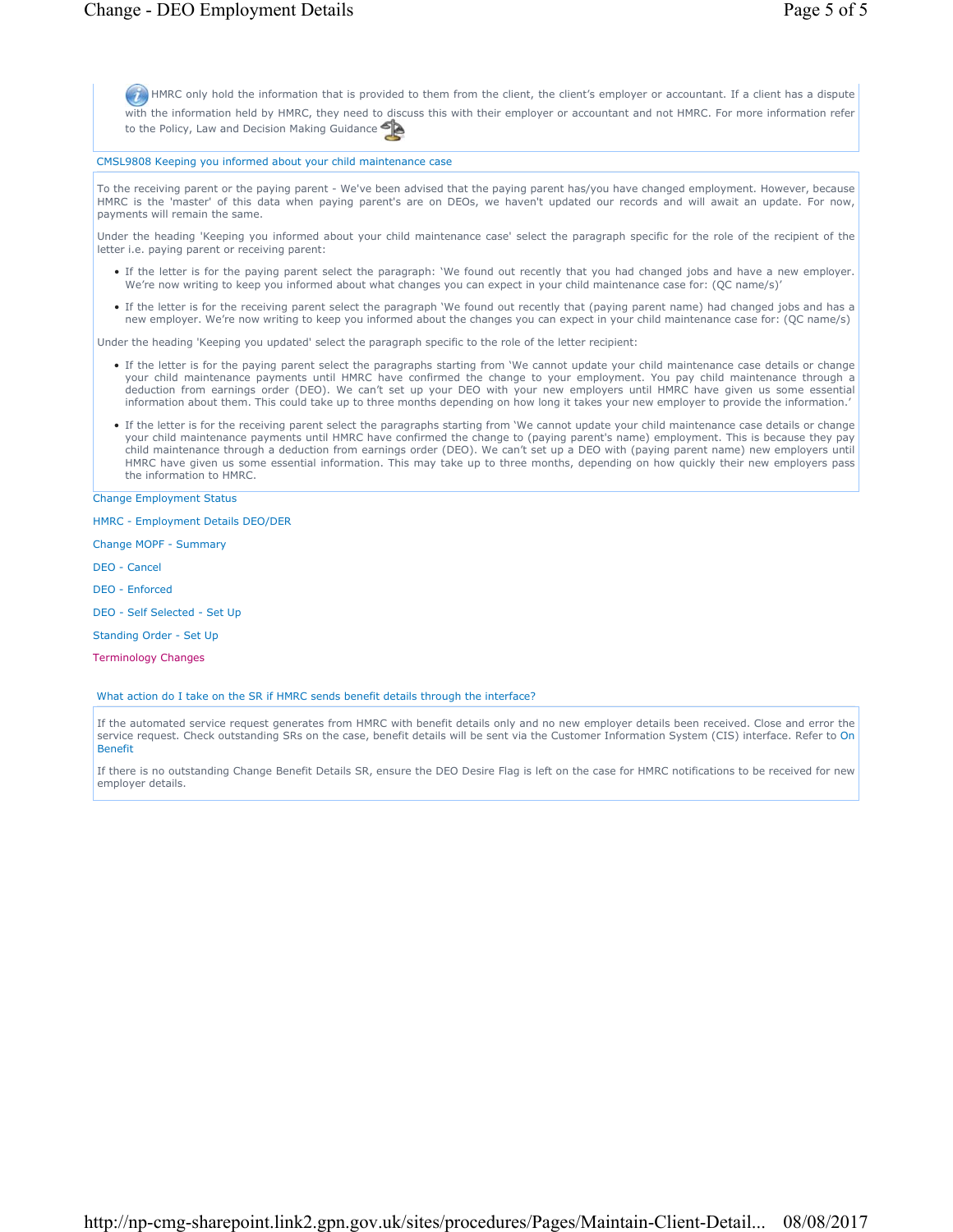HMRC only hold the information that is provided to them from the client, the client's employer or accountant. If a client has a dispute with the information held by HMRC, they need to discuss this with their employer or accountant and not HMRC. For more information refer to the Policy, Law and Decision Making Guidance

### CMSL9808 Keeping you informed about your child maintenance case

To the receiving parent or the paying parent - We've been advised that the paying parent has/you have changed employment. However, because HMRC is the 'master' of this data when paying parent's are on DEOs, we haven't updated our records and will await an update. For now, payments will remain the same.

Under the heading 'Keeping you informed about your child maintenance case' select the paragraph specific for the role of the recipient of the letter i.e. paying parent or receiving parent:

- If the letter is for the paying parent select the paragraph: 'We found out recently that you had changed jobs and have a new employer. We're now writing to keep you informed about what changes you can expect in your child maintenance case for: (QC name/s)'
- If the letter is for the receiving parent select the paragraph 'We found out recently that (paying parent name) had changed jobs and has a new employer. We're now writing to keep you informed about the changes you can expect in your child maintenance case for: (QC name/s)

Under the heading 'Keeping you updated' select the paragraph specific to the role of the letter recipient:

- If the letter is for the paying parent select the paragraphs starting from 'We cannot update your child maintenance case details or change your child maintenance payments until HMRC have confirmed the change to your employment. You pay child maintenance through a deduction from earnings order (DEO). We can't set up your DEO with your new employers until HMRC have given us some essential information about them. This could take up to three months depending on how long it takes your new employer to provide the information.'
- If the letter is for the receiving parent select the paragraphs starting from 'We cannot update your child maintenance case details or change your child maintenance payments until HMRC have confirmed the change to (paying parent's name) employment. This is because they pay child maintenance through a deduction from earnings order (DEO). We can't set up a DEO with (paying parent name) new employers until HMRC have given us some essential information. This may take up to three months, depending on how quickly their new employers pass the information to HMRC.

Change Employment Status

HMRC - Employment Details DEO/DER

Change MOPF - Summary

DEO - Cancel

DEO - Enforced

DEO - Self Selected - Set Up

Standing Order - Set Up

Terminology Changes

### What action do I take on the SR if HMRC sends benefit details through the interface?

If the automated service request generates from HMRC with benefit details only and no new employer details been received. Close and error the service request. Check outstanding SRs on the case, benefit details will be sent via the Customer Information System (CIS) interface. Refer to On Benefit

If there is no outstanding Change Benefit Details SR, ensure the DEO Desire Flag is left on the case for HMRC notifications to be received for new employer details.